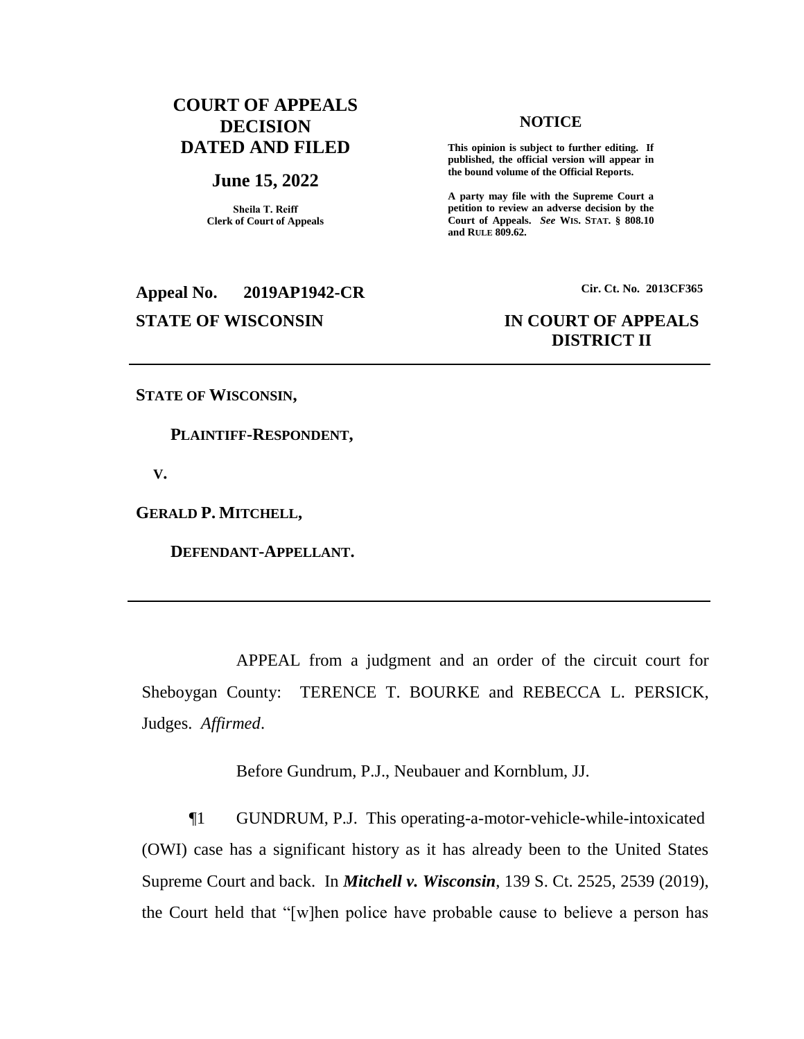# COURT OF APPEALS DECISION DATED AND FILED

## June 15, 2022

**Sheila T. Reiff**
**Clerk of Court of Appeals**

**NOTICE**

**This opinion is subject to further editing. If published, the official version will appear in the bound volume of the Official Reports.**

**A party may file with the Supreme Court a petition to review an adverse decision by the Court of Appeals. *See* WIS. STAT. § 808.10 and RULE 809.62.**

**Appeal No. 2019AP1942-CR**

**Cir. Ct. No. 2013CF365**

**STATE OF WISCONSIN**

**IN COURT OF APPEALS**
**DISTRICT II**

---

**STATE OF WISCONSIN,**

**PLAINTIFF-RESPONDENT,**

**V.**

**GERALD P. MITCHELL,**

**DEFENDANT-APPELLANT.**

---

APPEAL from a judgment and an order of the circuit court for Sheboygan County: TERENCE T. BOURKE and REBECCA L. PERSICK, Judges. *Affirmed*.

Before Gundrum, P.J., Neubauer and Kornblum, JJ.

¶1 GUNDRUM, P.J. This operating-a-motor-vehicle-while-intoxicated (OWI) case has a significant history as it has already been to the United States Supreme Court and back. In ***Mitchell v. Wisconsin***, 139 S. Ct. 2525, 2539 (2019), the Court held that "[w]hen police have probable cause to believe a person has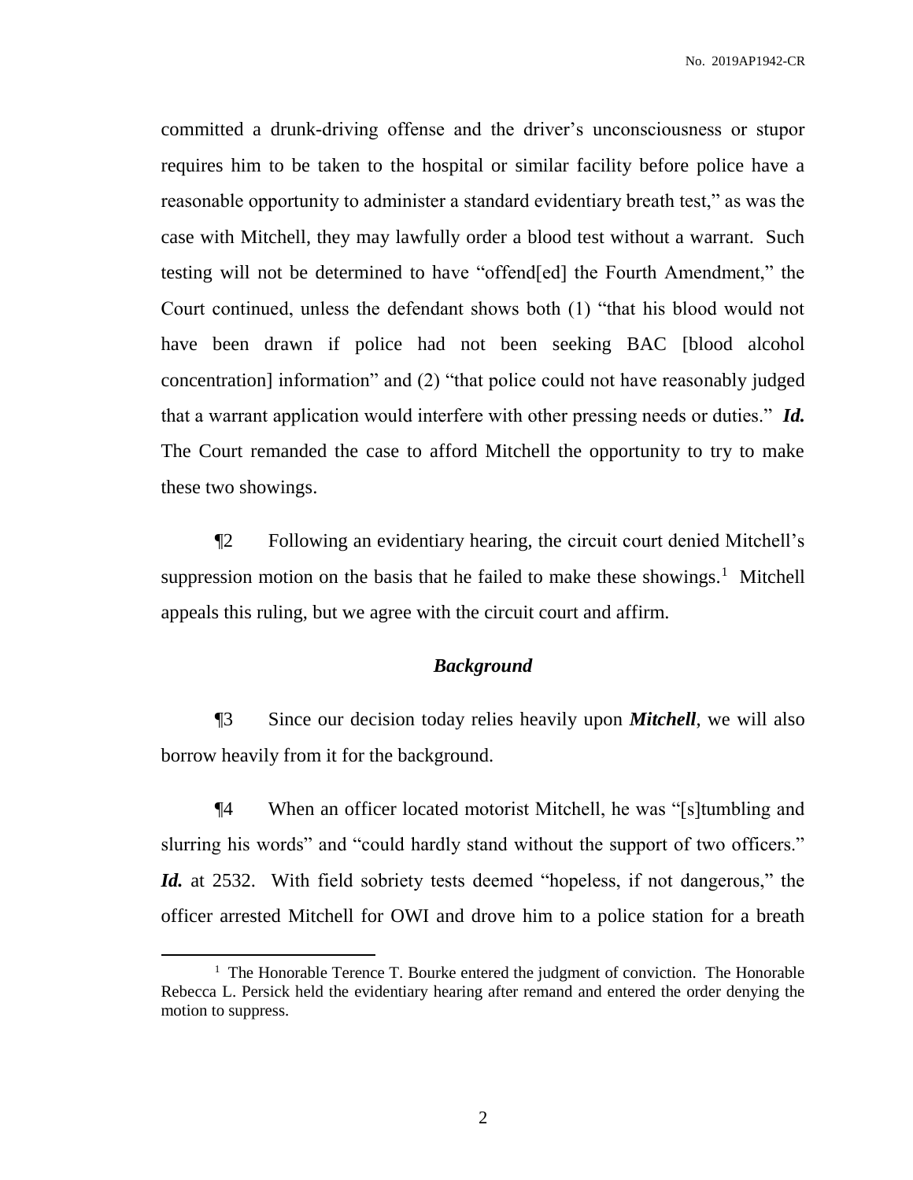committed a drunk-driving offense and the driver's unconsciousness or stupor requires him to be taken to the hospital or similar facility before police have a reasonable opportunity to administer a standard evidentiary breath test," as was the case with Mitchell, they may lawfully order a blood test without a warrant. Such testing will not be determined to have "offend[ed] the Fourth Amendment," the Court continued, unless the defendant shows both (1) "that his blood would not have been drawn if police had not been seeking BAC [blood alcohol concentration] information" and (2) "that police could not have reasonably judged that a warrant application would interfere with other pressing needs or duties." ***Id.*** The Court remanded the case to afford Mitchell the opportunity to try to make these two showings.

¶2 Following an evidentiary hearing, the circuit court denied Mitchell's suppression motion on the basis that he failed to make these showings.[1] Mitchell appeals this ruling, but we agree with the circuit court and affirm.

### *Background*

¶3 Since our decision today relies heavily upon ***Mitchell***, we will also borrow heavily from it for the background.

¶4 When an officer located motorist Mitchell, he was "[s]tumbling and slurring his words" and "could hardly stand without the support of two officers." ***Id.*** at 2532. With field sobriety tests deemed "hopeless, if not dangerous," the officer arrested Mitchell for OWI and drove him to a police station for a breath

---

[1] The Honorable Terence T. Bourke entered the judgment of conviction. The Honorable Rebecca L. Persick held the evidentiary hearing after remand and entered the order denying the motion to suppress.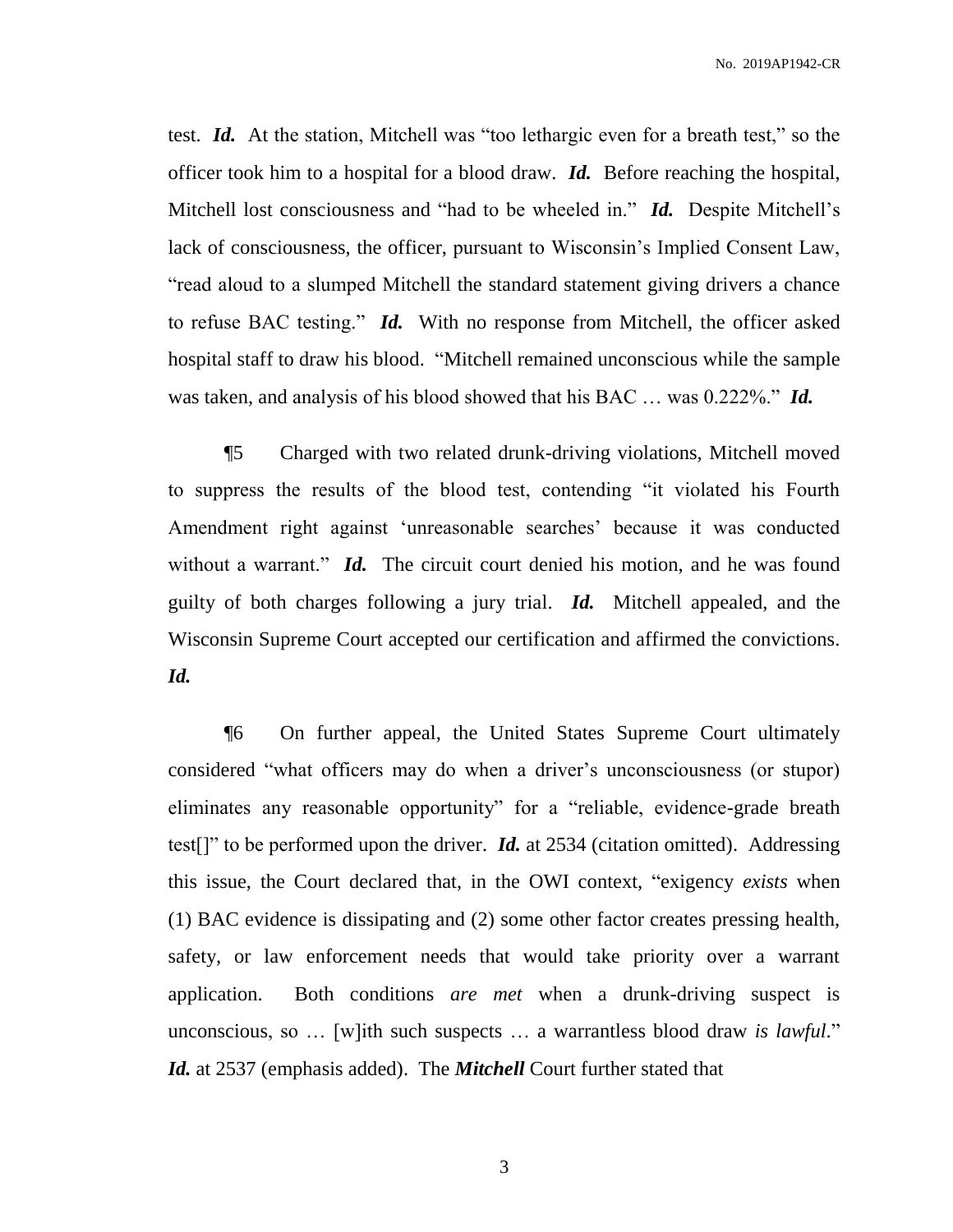test. ***Id.*** At the station, Mitchell was "too lethargic even for a breath test," so the officer took him to a hospital for a blood draw. ***Id.*** Before reaching the hospital, Mitchell lost consciousness and "had to be wheeled in." ***Id.*** Despite Mitchell's lack of consciousness, the officer, pursuant to Wisconsin's Implied Consent Law, "read aloud to a slumped Mitchell the standard statement giving drivers a chance to refuse BAC testing." ***Id.*** With no response from Mitchell, the officer asked hospital staff to draw his blood. "Mitchell remained unconscious while the sample was taken, and analysis of his blood showed that his BAC … was 0.222%." ***Id.***

¶5 Charged with two related drunk-driving violations, Mitchell moved to suppress the results of the blood test, contending "it violated his Fourth Amendment right against 'unreasonable searches' because it was conducted without a warrant." ***Id.*** The circuit court denied his motion, and he was found guilty of both charges following a jury trial. ***Id.*** Mitchell appealed, and the Wisconsin Supreme Court accepted our certification and affirmed the convictions. ***Id.***

¶6 On further appeal, the United States Supreme Court ultimately considered "what officers may do when a driver's unconsciousness (or stupor) eliminates any reasonable opportunity" for a "reliable, evidence-grade breath test[]" to be performed upon the driver. ***Id.*** at 2534 (citation omitted). Addressing this issue, the Court declared that, in the OWI context, "exigency *exists* when (1) BAC evidence is dissipating and (2) some other factor creates pressing health, safety, or law enforcement needs that would take priority over a warrant application. Both conditions *are met* when a drunk-driving suspect is unconscious, so … [w]ith such suspects … a warrantless blood draw *is lawful*." ***Id.*** at 2537 (emphasis added). The ***Mitchell*** Court further stated that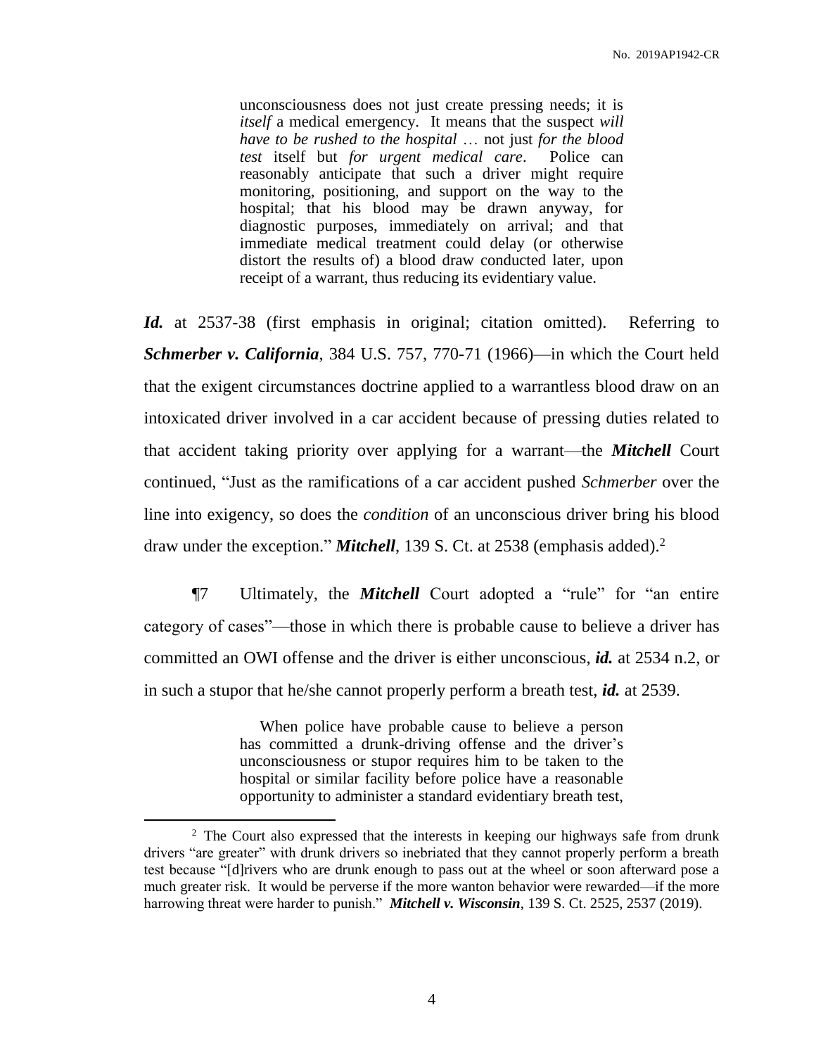> unconsciousness does not just create pressing needs; it is *itself* a medical emergency. It means that the suspect *will have to be rushed to the hospital* … not just *for the blood test* itself but *for urgent medical care*. Police can reasonably anticipate that such a driver might require monitoring, positioning, and support on the way to the hospital; that his blood may be drawn anyway, for diagnostic purposes, immediately on arrival; and that immediate medical treatment could delay (or otherwise distort the results of) a blood draw conducted later, upon receipt of a warrant, thus reducing its evidentiary value.

***Id.*** at 2537-38 (first emphasis in original; citation omitted). Referring to ***Schmerber v. California***, 384 U.S. 757, 770-71 (1966)—in which the Court held that the exigent circumstances doctrine applied to a warrantless blood draw on an intoxicated driver involved in a car accident because of pressing duties related to that accident taking priority over applying for a warrant—the ***Mitchell*** Court continued, "Just as the ramifications of a car accident pushed *Schmerber* over the line into exigency, so does the *condition* of an unconscious driver bring his blood draw under the exception." ***Mitchell***, 139 S. Ct. at 2538 (emphasis added).[2]

¶7 Ultimately, the ***Mitchell*** Court adopted a "rule" for "an entire category of cases"—those in which there is probable cause to believe a driver has committed an OWI offense and the driver is either unconscious, ***id.*** at 2534 n.2, or in such a stupor that he/she cannot properly perform a breath test, ***id.*** at 2539.

> When police have probable cause to believe a person has committed a drunk-driving offense and the driver's unconsciousness or stupor requires him to be taken to the hospital or similar facility before police have a reasonable opportunity to administer a standard evidentiary breath test,

---

[2] The Court also expressed that the interests in keeping our highways safe from drunk drivers "are greater" with drunk drivers so inebriated that they cannot properly perform a breath test because "[d]rivers who are drunk enough to pass out at the wheel or soon afterward pose a much greater risk. It would be perverse if the more wanton behavior were rewarded—if the more harrowing threat were harder to punish." ***Mitchell v. Wisconsin***, 139 S. Ct. 2525, 2537 (2019).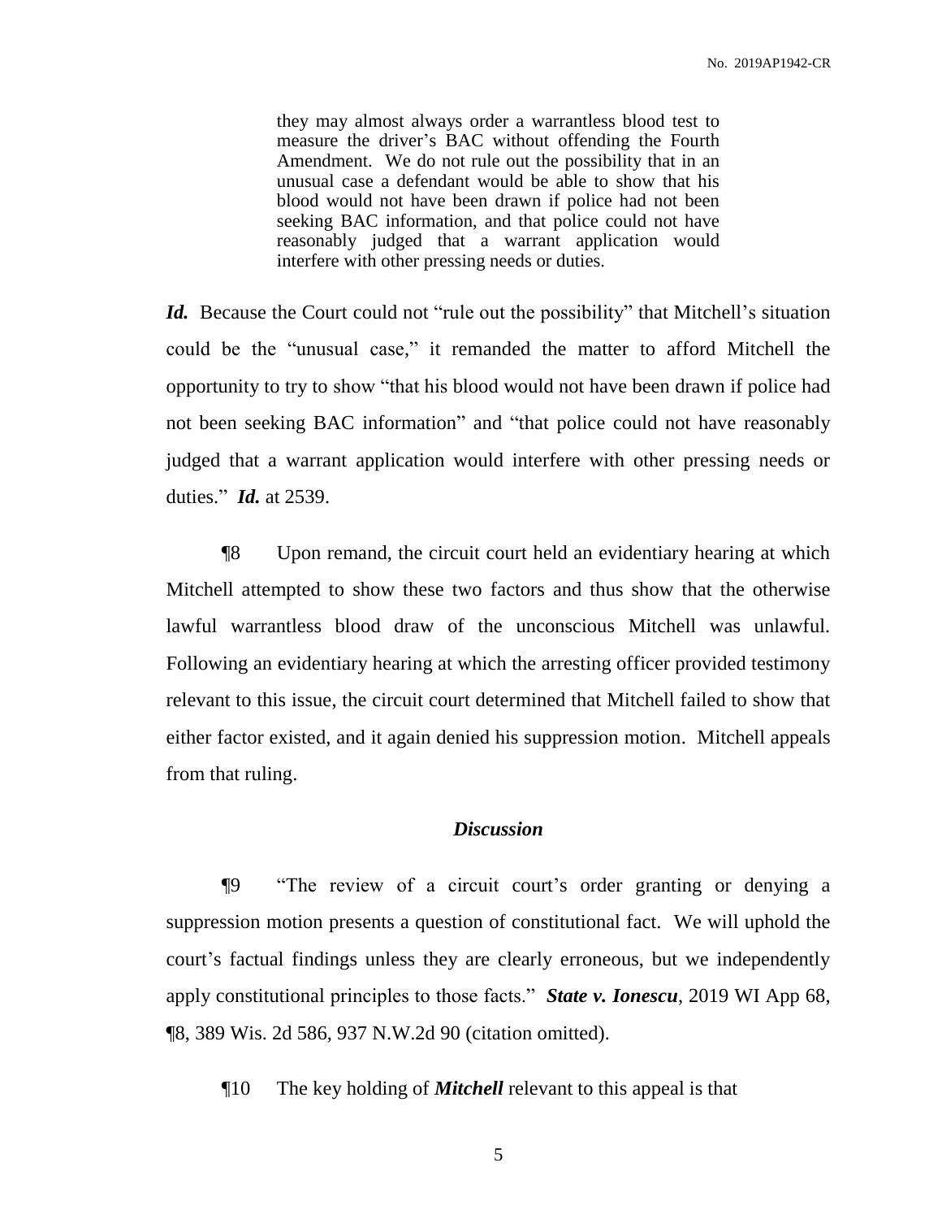> they may almost always order a warrantless blood test to measure the driver's BAC without offending the Fourth Amendment. We do not rule out the possibility that in an unusual case a defendant would be able to show that his blood would not have been drawn if police had not been seeking BAC information, and that police could not have reasonably judged that a warrant application would interfere with other pressing needs or duties.

***Id.*** Because the Court could not "rule out the possibility" that Mitchell's situation could be the "unusual case," it remanded the matter to afford Mitchell the opportunity to try to show "that his blood would not have been drawn if police had not been seeking BAC information" and "that police could not have reasonably judged that a warrant application would interfere with other pressing needs or duties." ***Id.*** at 2539.

¶8 Upon remand, the circuit court held an evidentiary hearing at which Mitchell attempted to show these two factors and thus show that the otherwise lawful warrantless blood draw of the unconscious Mitchell was unlawful. Following an evidentiary hearing at which the arresting officer provided testimony relevant to this issue, the circuit court determined that Mitchell failed to show that either factor existed, and it again denied his suppression motion. Mitchell appeals from that ruling.

## *Discussion*

¶9 "The review of a circuit court's order granting or denying a suppression motion presents a question of constitutional fact. We will uphold the court's factual findings unless they are clearly erroneous, but we independently apply constitutional principles to those facts." ***State v. Ionescu***, 2019 WI App 68, ¶8, 389 Wis. 2d 586, 937 N.W.2d 90 (citation omitted).

¶10 The key holding of ***Mitchell*** relevant to this appeal is that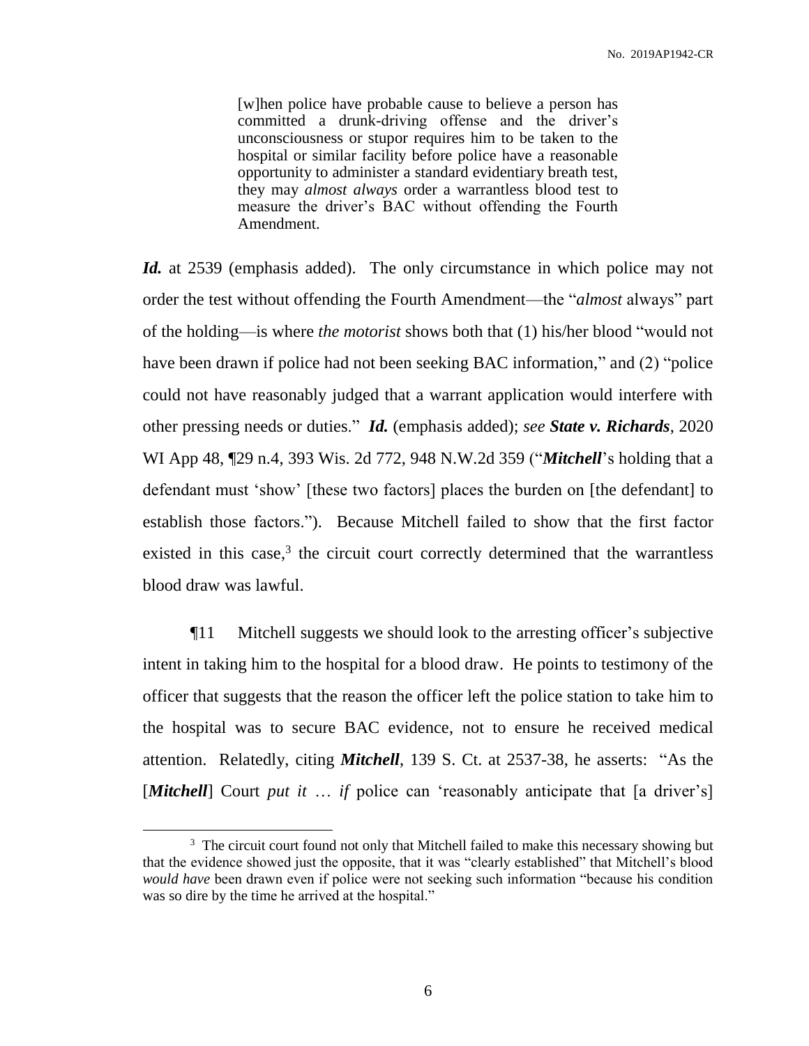> [w]hen police have probable cause to believe a person has committed a drunk-driving offense and the driver's unconsciousness or stupor requires him to be taken to the hospital or similar facility before police have a reasonable opportunity to administer a standard evidentiary breath test, they may *almost always* order a warrantless blood test to measure the driver's BAC without offending the Fourth Amendment.

***Id.*** at 2539 (emphasis added). The only circumstance in which police may not order the test without offending the Fourth Amendment—the "*almost* always" part of the holding—is where *the motorist* shows both that (1) his/her blood "would not have been drawn if police had not been seeking BAC information," and (2) "police could not have reasonably judged that a warrant application would interfere with other pressing needs or duties." ***Id.*** (emphasis added); *see* ***State v. Richards***, 2020 WI App 48, ¶29 n.4, 393 Wis. 2d 772, 948 N.W.2d 359 ("***Mitchell***'s holding that a defendant must 'show' [these two factors] places the burden on [the defendant] to establish those factors."). Because Mitchell failed to show that the first factor existed in this case,[3] the circuit court correctly determined that the warrantless blood draw was lawful.

¶11 Mitchell suggests we should look to the arresting officer's subjective intent in taking him to the hospital for a blood draw. He points to testimony of the officer that suggests that the reason the officer left the police station to take him to the hospital was to secure BAC evidence, not to ensure he received medical attention. Relatedly, citing ***Mitchell***, 139 S. Ct. at 2537-38, he asserts: "As the [***Mitchell***] Court *put it* … *if* police can 'reasonably anticipate that [a driver's]

---

[3] The circuit court found not only that Mitchell failed to make this necessary showing but that the evidence showed just the opposite, that it was "clearly established" that Mitchell's blood *would have* been drawn even if police were not seeking such information "because his condition was so dire by the time he arrived at the hospital."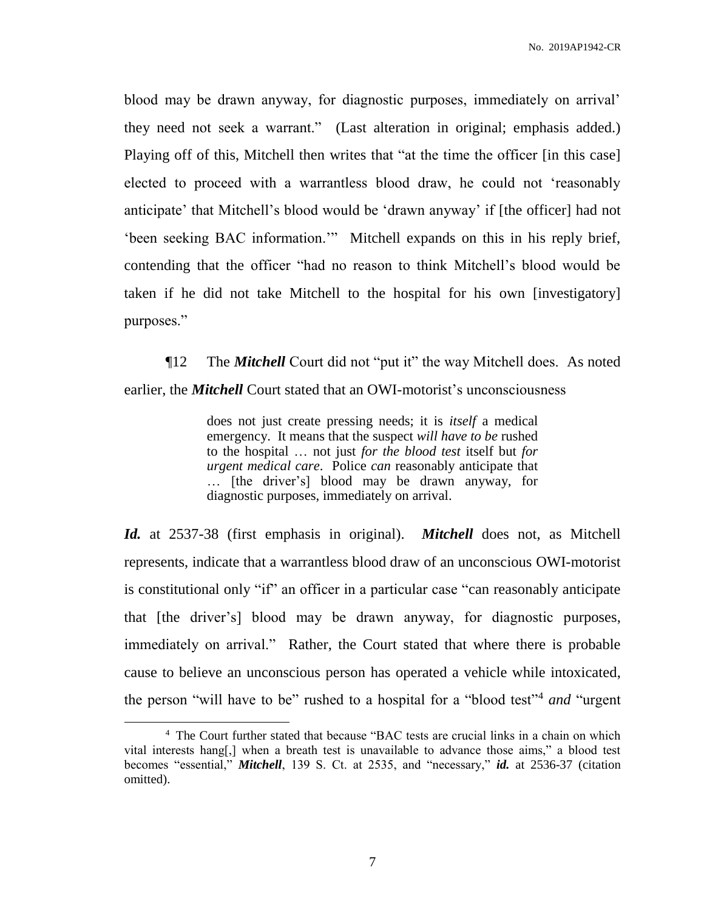blood may be drawn anyway, for diagnostic purposes, immediately on arrival' they need not seek a warrant." (Last alteration in original; emphasis added.) Playing off of this, Mitchell then writes that "at the time the officer [in this case] elected to proceed with a warrantless blood draw, he could not 'reasonably anticipate' that Mitchell's blood would be 'drawn anyway' if [the officer] had not 'been seeking BAC information.'" Mitchell expands on this in his reply brief, contending that the officer "had no reason to think Mitchell's blood would be taken if he did not take Mitchell to the hospital for his own [investigatory] purposes."

¶12 The ***Mitchell*** Court did not "put it" the way Mitchell does. As noted earlier, the ***Mitchell*** Court stated that an OWI-motorist's unconsciousness

> does not just create pressing needs; it is *itself* a medical emergency. It means that the suspect *will have to be* rushed to the hospital … not just *for the blood test* itself but *for urgent medical care*. Police *can* reasonably anticipate that … [the driver's] blood may be drawn anyway, for diagnostic purposes, immediately on arrival.

***Id.*** at 2537-38 (first emphasis in original). ***Mitchell*** does not, as Mitchell represents, indicate that a warrantless blood draw of an unconscious OWI-motorist is constitutional only "if" an officer in a particular case "can reasonably anticipate that [the driver's] blood may be drawn anyway, for diagnostic purposes, immediately on arrival." Rather, the Court stated that where there is probable cause to believe an unconscious person has operated a vehicle while intoxicated, the person "will have to be" rushed to a hospital for a "blood test"[4] *and* "urgent

---

[4] The Court further stated that because "BAC tests are crucial links in a chain on which vital interests hang[,] when a breath test is unavailable to advance those aims," a blood test becomes "essential," ***Mitchell***, 139 S. Ct. at 2535, and "necessary," ***id.*** at 2536-37 (citation omitted).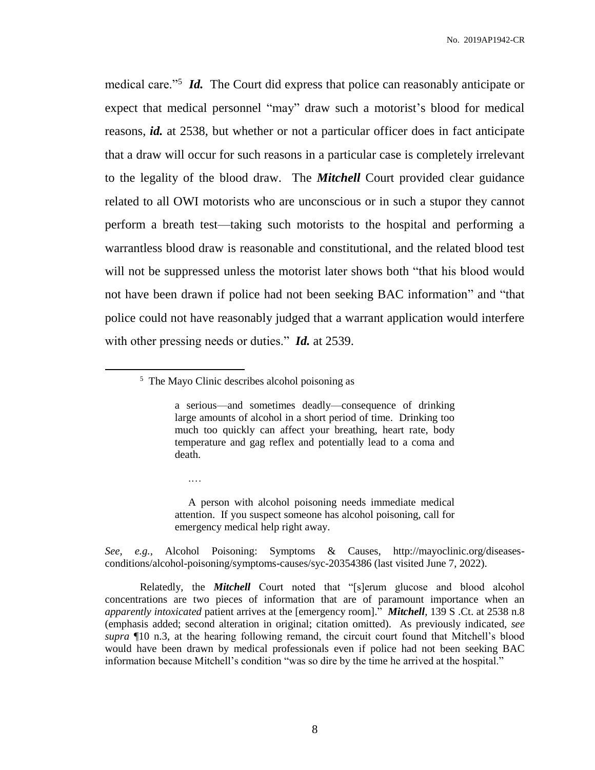medical care."[5] ***Id.*** The Court did express that police can reasonably anticipate or expect that medical personnel "may" draw such a motorist's blood for medical reasons, ***id.*** at 2538, but whether or not a particular officer does in fact anticipate that a draw will occur for such reasons in a particular case is completely irrelevant to the legality of the blood draw. The ***Mitchell*** Court provided clear guidance related to all OWI motorists who are unconscious or in such a stupor they cannot perform a breath test—taking such motorists to the hospital and performing a warrantless blood draw is reasonable and constitutional, and the related blood test will not be suppressed unless the motorist later shows both "that his blood would not have been drawn if police had not been seeking BAC information" and "that police could not have reasonably judged that a warrant application would interfere with other pressing needs or duties." ***Id.*** at 2539.

---

[5] The Mayo Clinic describes alcohol poisoning as

> a serious—and sometimes deadly—consequence of drinking large amounts of alcohol in a short period of time. Drinking too much too quickly can affect your breathing, heart rate, body temperature and gag reflex and potentially lead to a coma and death.
>
> ….
>
> A person with alcohol poisoning needs immediate medical attention. If you suspect someone has alcohol poisoning, call for emergency medical help right away.

*See*, *e.g.*, Alcohol Poisoning: Symptoms & Causes, http://mayoclinic.org/diseases-conditions/alcohol-poisoning/symptoms-causes/syc-20354386 (last visited June 7, 2022).

Relatedly, the ***Mitchell*** Court noted that "[s]erum glucose and blood alcohol concentrations are two pieces of information that are of paramount importance when an *apparently intoxicated* patient arrives at the [emergency room]." ***Mitchell***, 139 S .Ct. at 2538 n.8 (emphasis added; second alteration in original; citation omitted). As previously indicated, *see supra* ¶10 n.3, at the hearing following remand, the circuit court found that Mitchell's blood would have been drawn by medical professionals even if police had not been seeking BAC information because Mitchell's condition "was so dire by the time he arrived at the hospital."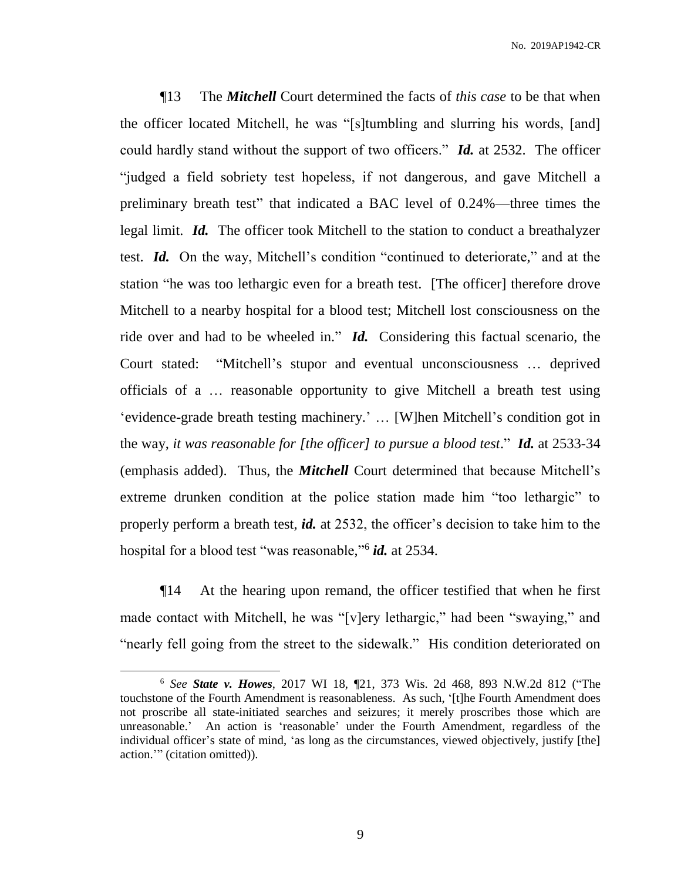¶13 The ***Mitchell*** Court determined the facts of *this case* to be that when the officer located Mitchell, he was "[s]tumbling and slurring his words, [and] could hardly stand without the support of two officers." ***Id.*** at 2532. The officer "judged a field sobriety test hopeless, if not dangerous, and gave Mitchell a preliminary breath test" that indicated a BAC level of 0.24%—three times the legal limit. ***Id.*** The officer took Mitchell to the station to conduct a breathalyzer test. ***Id.*** On the way, Mitchell's condition "continued to deteriorate," and at the station "he was too lethargic even for a breath test. [The officer] therefore drove Mitchell to a nearby hospital for a blood test; Mitchell lost consciousness on the ride over and had to be wheeled in." ***Id.*** Considering this factual scenario, the Court stated: "Mitchell's stupor and eventual unconsciousness … deprived officials of a … reasonable opportunity to give Mitchell a breath test using 'evidence-grade breath testing machinery.' … [W]hen Mitchell's condition got in the way, *it was reasonable for [the officer] to pursue a blood test*." ***Id.*** at 2533-34 (emphasis added). Thus, the ***Mitchell*** Court determined that because Mitchell's extreme drunken condition at the police station made him "too lethargic" to properly perform a breath test, ***id.*** at 2532, the officer's decision to take him to the hospital for a blood test "was reasonable,"[6] ***id.*** at 2534.

¶14 At the hearing upon remand, the officer testified that when he first made contact with Mitchell, he was "[v]ery lethargic," had been "swaying," and "nearly fell going from the street to the sidewalk." His condition deteriorated on

---

[6] *See* ***State v. Howes***, 2017 WI 18, ¶21, 373 Wis. 2d 468, 893 N.W.2d 812 ("The touchstone of the Fourth Amendment is reasonableness. As such, '[t]he Fourth Amendment does not proscribe all state-initiated searches and seizures; it merely proscribes those which are unreasonable.' An action is 'reasonable' under the Fourth Amendment, regardless of the individual officer's state of mind, 'as long as the circumstances, viewed objectively, justify [the] action.'" (citation omitted)).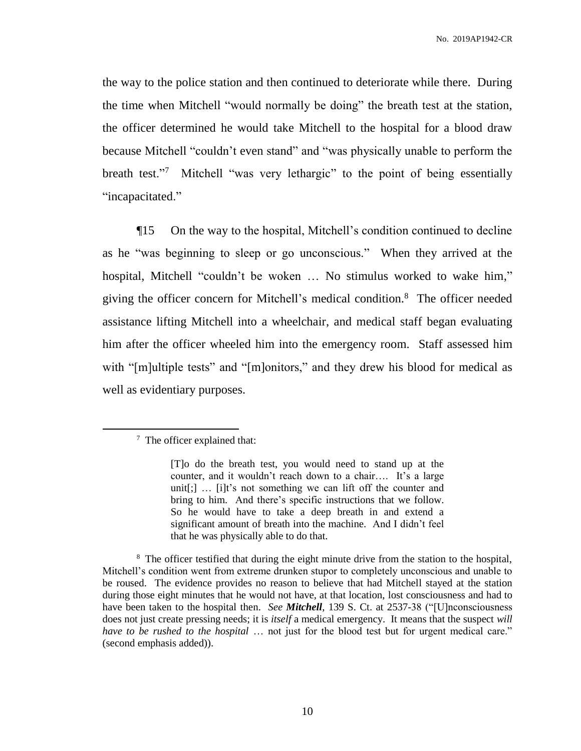the way to the police station and then continued to deteriorate while there. During the time when Mitchell "would normally be doing" the breath test at the station, the officer determined he would take Mitchell to the hospital for a blood draw because Mitchell "couldn't even stand" and "was physically unable to perform the breath test."[7] Mitchell "was very lethargic" to the point of being essentially "incapacitated."

¶15 On the way to the hospital, Mitchell's condition continued to decline as he "was beginning to sleep or go unconscious." When they arrived at the hospital, Mitchell "couldn't be woken … No stimulus worked to wake him," giving the officer concern for Mitchell's medical condition.[8] The officer needed assistance lifting Mitchell into a wheelchair, and medical staff began evaluating him after the officer wheeled him into the emergency room. Staff assessed him with "[m]ultiple tests" and "[m]onitors," and they drew his blood for medical as well as evidentiary purposes.

---

[7] The officer explained that:

> [T]o do the breath test, you would need to stand up at the counter, and it wouldn't reach down to a chair…. It's a large unit[;] … [i]t's not something we can lift off the counter and bring to him. And there's specific instructions that we follow. So he would have to take a deep breath in and extend a significant amount of breath into the machine. And I didn't feel that he was physically able to do that.

[8] The officer testified that during the eight minute drive from the station to the hospital, Mitchell's condition went from extreme drunken stupor to completely unconscious and unable to be roused. The evidence provides no reason to believe that had Mitchell stayed at the station during those eight minutes that he would not have, at that location, lost consciousness and had to have been taken to the hospital then. *See* ***Mitchell***, 139 S. Ct. at 2537-38 ("[U]nconsciousness does not just create pressing needs; it is *itself* a medical emergency. It means that the suspect *will have to be rushed to the hospital* … not just for the blood test but for urgent medical care." (second emphasis added)).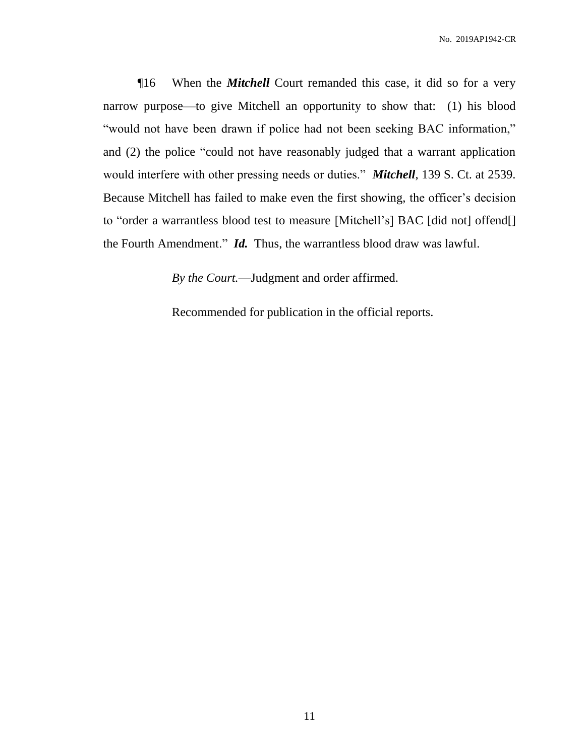¶16 When the ***Mitchell*** Court remanded this case, it did so for a very narrow purpose—to give Mitchell an opportunity to show that: (1) his blood "would not have been drawn if police had not been seeking BAC information," and (2) the police "could not have reasonably judged that a warrant application would interfere with other pressing needs or duties." ***Mitchell***, 139 S. Ct. at 2539. Because Mitchell has failed to make even the first showing, the officer's decision to "order a warrantless blood test to measure [Mitchell's] BAC [did not] offend[] the Fourth Amendment." ***Id.*** Thus, the warrantless blood draw was lawful.

*By the Court.*—Judgment and order affirmed.

Recommended for publication in the official reports.